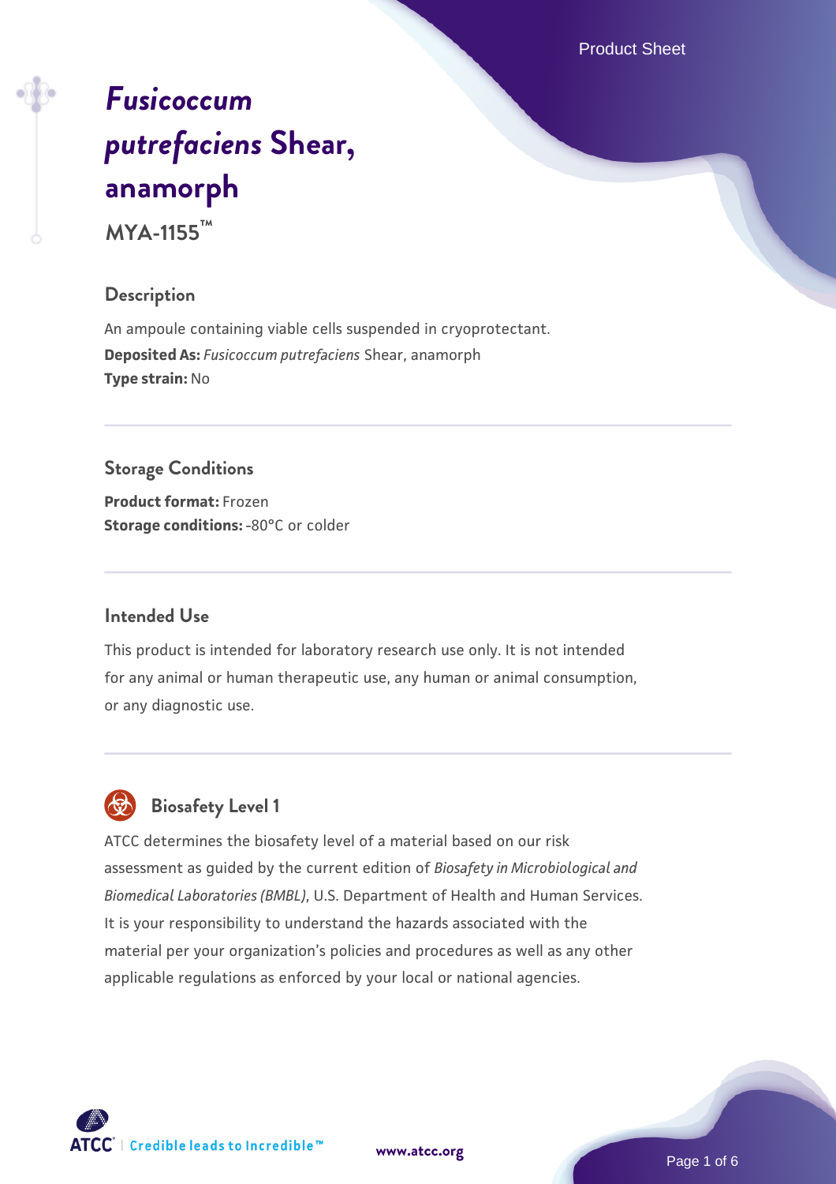# *Fusicoccum putrefaciens* Shear, anamorph

**MYA-1155™**

## Description

An ampoule containing viable cells suspended in cryoprotectant.

**Deposited As:** *Fusicoccum putrefaciens* Shear, anamorph

**Type strain:** No

## Storage Conditions

**Product format:** Frozen

**Storage conditions:** -80°C or colder

## Intended Use

This product is intended for laboratory research use only. It is not intended for any animal or human therapeutic use, any human or animal consumption, or any diagnostic use.

## Biosafety Level 1

ATCC determines the biosafety level of a material based on our risk assessment as guided by the current edition of *Biosafety in Microbiological and Biomedical Laboratories (BMBL)*, U.S. Department of Health and Human Services. It is your responsibility to understand the hazards associated with the material per your organization's policies and procedures as well as any other applicable regulations as enforced by your local or national agencies.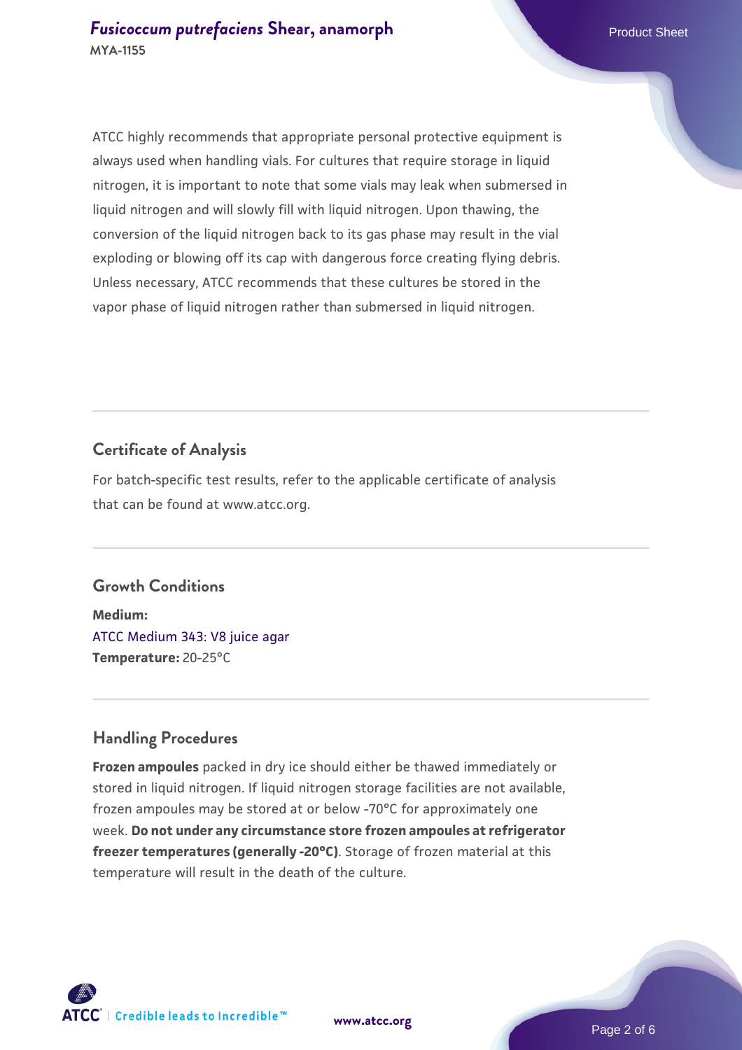ATCC highly recommends that appropriate personal protective equipment is always used when handling vials. For cultures that require storage in liquid nitrogen, it is important to note that some vials may leak when submersed in liquid nitrogen and will slowly fill with liquid nitrogen. Upon thawing, the conversion of the liquid nitrogen back to its gas phase may result in the vial exploding or blowing off its cap with dangerous force creating flying debris. Unless necessary, ATCC recommends that these cultures be stored in the vapor phase of liquid nitrogen rather than submersed in liquid nitrogen.

## Certificate of Analysis

For batch-specific test results, refer to the applicable certificate of analysis that can be found at www.atcc.org.

## Growth Conditions

**Medium:**
ATCC Medium 343: V8 juice agar
**Temperature:** 20-25°C

## Handling Procedures

**Frozen ampoules** packed in dry ice should either be thawed immediately or stored in liquid nitrogen. If liquid nitrogen storage facilities are not available, frozen ampoules may be stored at or below -70°C for approximately one week. **Do not under any circumstance store frozen ampoules at refrigerator freezer temperatures (generally -20°C)**. Storage of frozen material at this temperature will result in the death of the culture.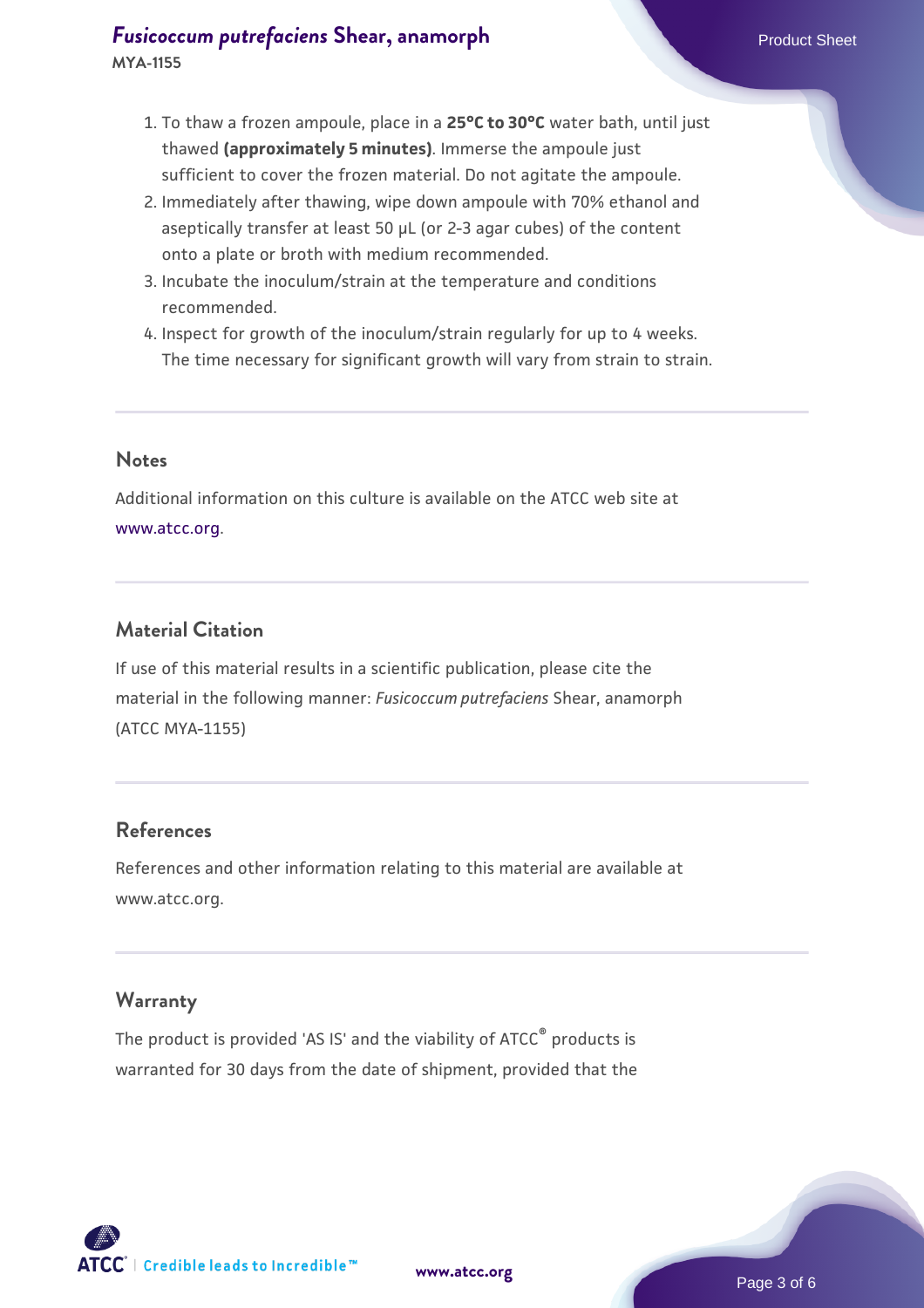1. To thaw a frozen ampoule, place in a **25°C to 30°C** water bath, until just thawed **(approximately 5 minutes)**. Immerse the ampoule just sufficient to cover the frozen material. Do not agitate the ampoule.
2. Immediately after thawing, wipe down ampoule with 70% ethanol and aseptically transfer at least 50 µL (or 2-3 agar cubes) of the content onto a plate or broth with medium recommended.
3. Incubate the inoculum/strain at the temperature and conditions recommended.
4. Inspect for growth of the inoculum/strain regularly for up to 4 weeks. The time necessary for significant growth will vary from strain to strain.

## Notes

Additional information on this culture is available on the ATCC web site at www.atcc.org.

## Material Citation

If use of this material results in a scientific publication, please cite the material in the following manner: *Fusicoccum putrefaciens* Shear, anamorph (ATCC MYA-1155)

## References

References and other information relating to this material are available at www.atcc.org.

## Warranty

The product is provided 'AS IS' and the viability of ATCC® products is warranted for 30 days from the date of shipment, provided that the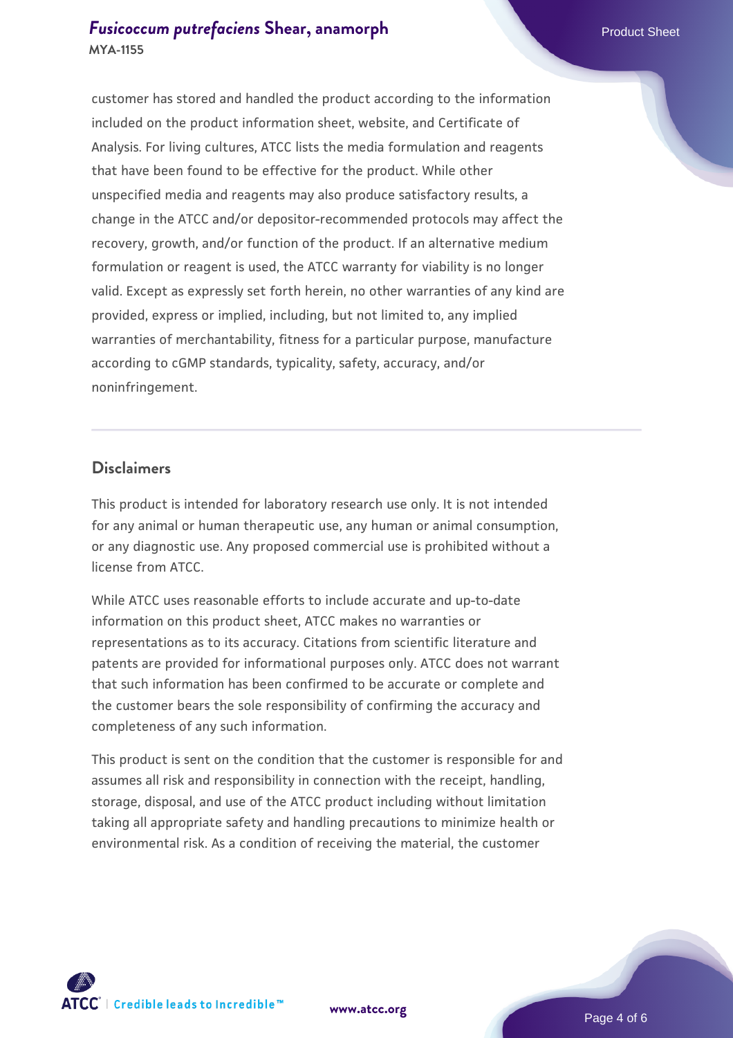customer has stored and handled the product according to the information included on the product information sheet, website, and Certificate of Analysis. For living cultures, ATCC lists the media formulation and reagents that have been found to be effective for the product. While other unspecified media and reagents may also produce satisfactory results, a change in the ATCC and/or depositor-recommended protocols may affect the recovery, growth, and/or function of the product. If an alternative medium formulation or reagent is used, the ATCC warranty for viability is no longer valid. Except as expressly set forth herein, no other warranties of any kind are provided, express or implied, including, but not limited to, any implied warranties of merchantability, fitness for a particular purpose, manufacture according to cGMP standards, typicality, safety, accuracy, and/or noninfringement.

## Disclaimers

This product is intended for laboratory research use only. It is not intended for any animal or human therapeutic use, any human or animal consumption, or any diagnostic use. Any proposed commercial use is prohibited without a license from ATCC.

While ATCC uses reasonable efforts to include accurate and up-to-date information on this product sheet, ATCC makes no warranties or representations as to its accuracy. Citations from scientific literature and patents are provided for informational purposes only. ATCC does not warrant that such information has been confirmed to be accurate or complete and the customer bears the sole responsibility of confirming the accuracy and completeness of any such information.

This product is sent on the condition that the customer is responsible for and assumes all risk and responsibility in connection with the receipt, handling, storage, disposal, and use of the ATCC product including without limitation taking all appropriate safety and handling precautions to minimize health or environmental risk. As a condition of receiving the material, the customer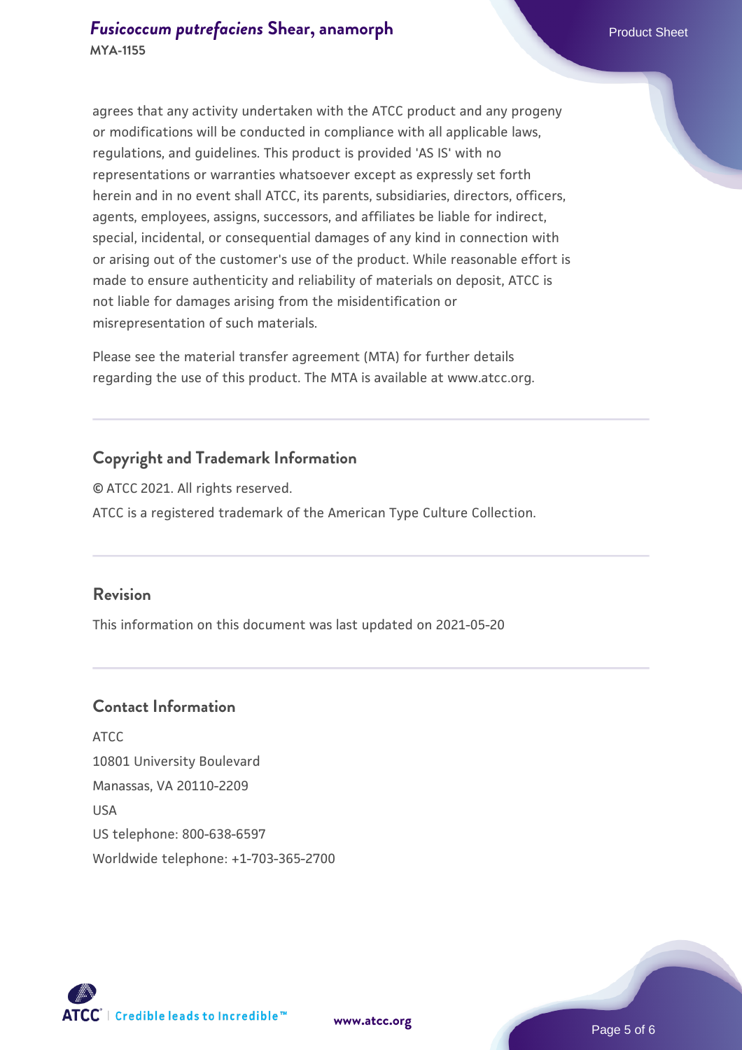agrees that any activity undertaken with the ATCC product and any progeny or modifications will be conducted in compliance with all applicable laws, regulations, and guidelines. This product is provided 'AS IS' with no representations or warranties whatsoever except as expressly set forth herein and in no event shall ATCC, its parents, subsidiaries, directors, officers, agents, employees, assigns, successors, and affiliates be liable for indirect, special, incidental, or consequential damages of any kind in connection with or arising out of the customer's use of the product. While reasonable effort is made to ensure authenticity and reliability of materials on deposit, ATCC is not liable for damages arising from the misidentification or misrepresentation of such materials.

Please see the material transfer agreement (MTA) for further details regarding the use of this product. The MTA is available at www.atcc.org.

## Copyright and Trademark Information

© ATCC 2021. All rights reserved.

ATCC is a registered trademark of the American Type Culture Collection.

## Revision

This information on this document was last updated on 2021-05-20

## Contact Information

ATCC
10801 University Boulevard
Manassas, VA 20110-2209
USA
US telephone: 800-638-6597
Worldwide telephone: +1-703-365-2700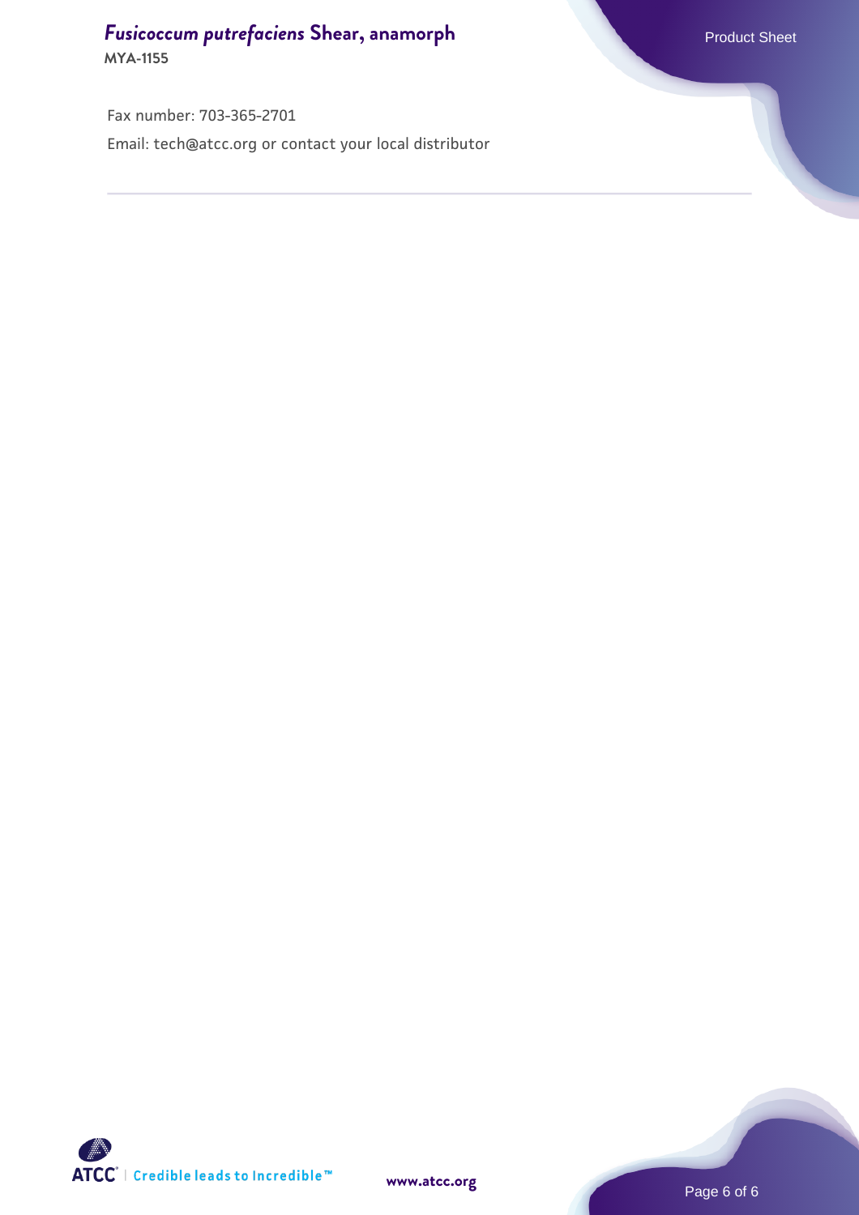Fax number: 703-365-2701

Email: tech@atcc.org or contact your local distributor